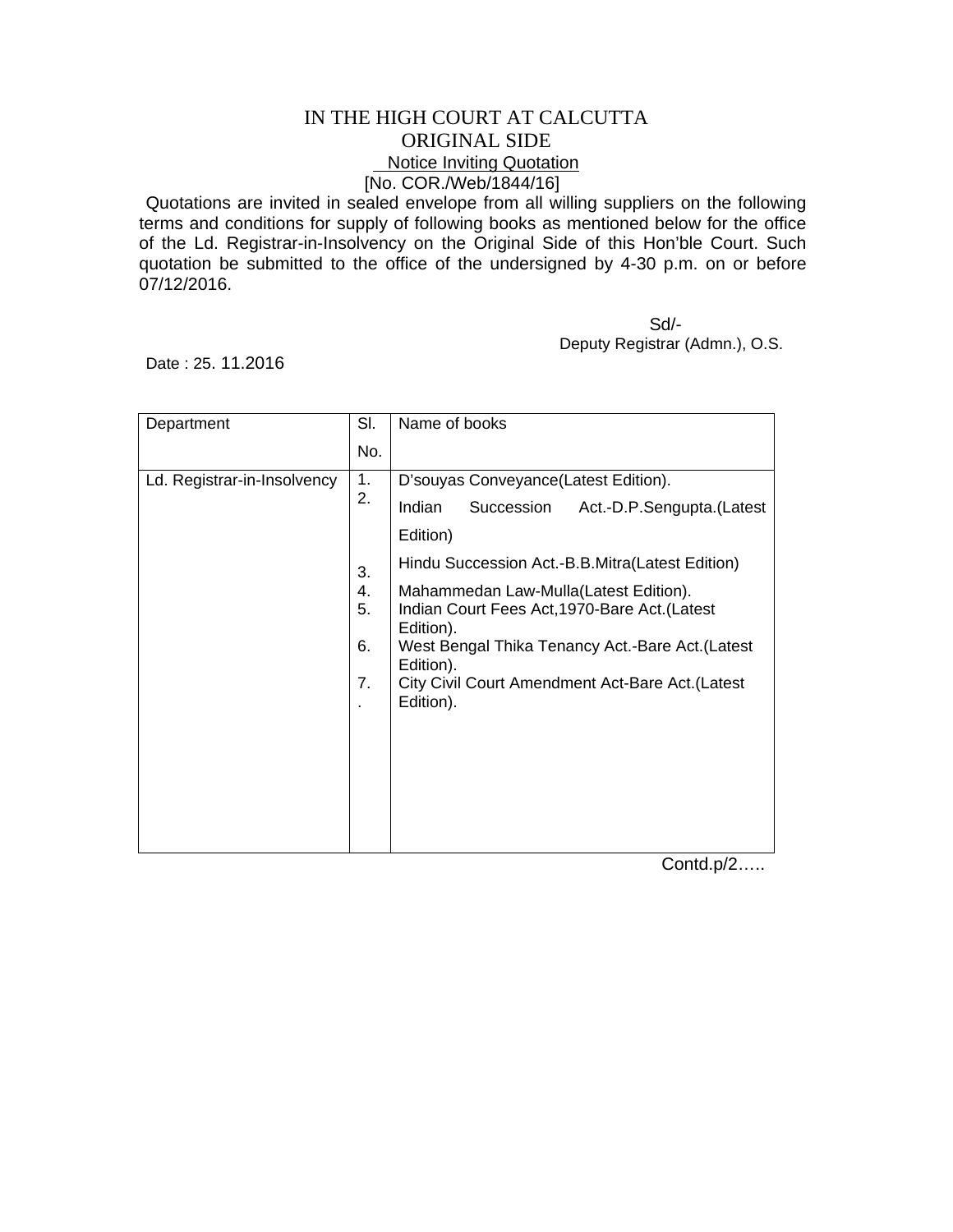# IN THE HIGH COURT AT CALCUTTA

## ORIGINAL SIDE

### Notice Inviting Quotation

[No. COR./Web/1844/16]

Quotations are invited in sealed envelope from all willing suppliers on the following terms and conditions for supply of following books as mentioned below for the office of the Ld. Registrar-in-Insolvency on the Original Side of this Hon'ble Court. Such quotation be submitted to the office of the undersigned by 4-30 p.m. on or before 07/12/2016.

Sd/-
Deputy Registrar (Admn.), O.S.

Date : 25. 11.2016

| Department | Sl. No. | Name of books |
|---|---|---|
| Ld. Registrar-in-Insolvency | 1. | D'souyas Conveyance(Latest Edition). |
| | 2. | Indian Succession Act.-D.P.Sengupta.(Latest Edition) |
| | 3. | Hindu Succession Act.-B.B.Mitra(Latest Edition) |
| | 4. | Mahammedan Law-Mulla(Latest Edition). |
| | 5. | Indian Court Fees Act,1970-Bare Act.(Latest Edition). |
| | 6. | West Bengal Thika Tenancy Act.-Bare Act.(Latest Edition). |
| | 7. | City Civil Court Amendment Act-Bare Act.(Latest Edition). |

Contd.p/2…..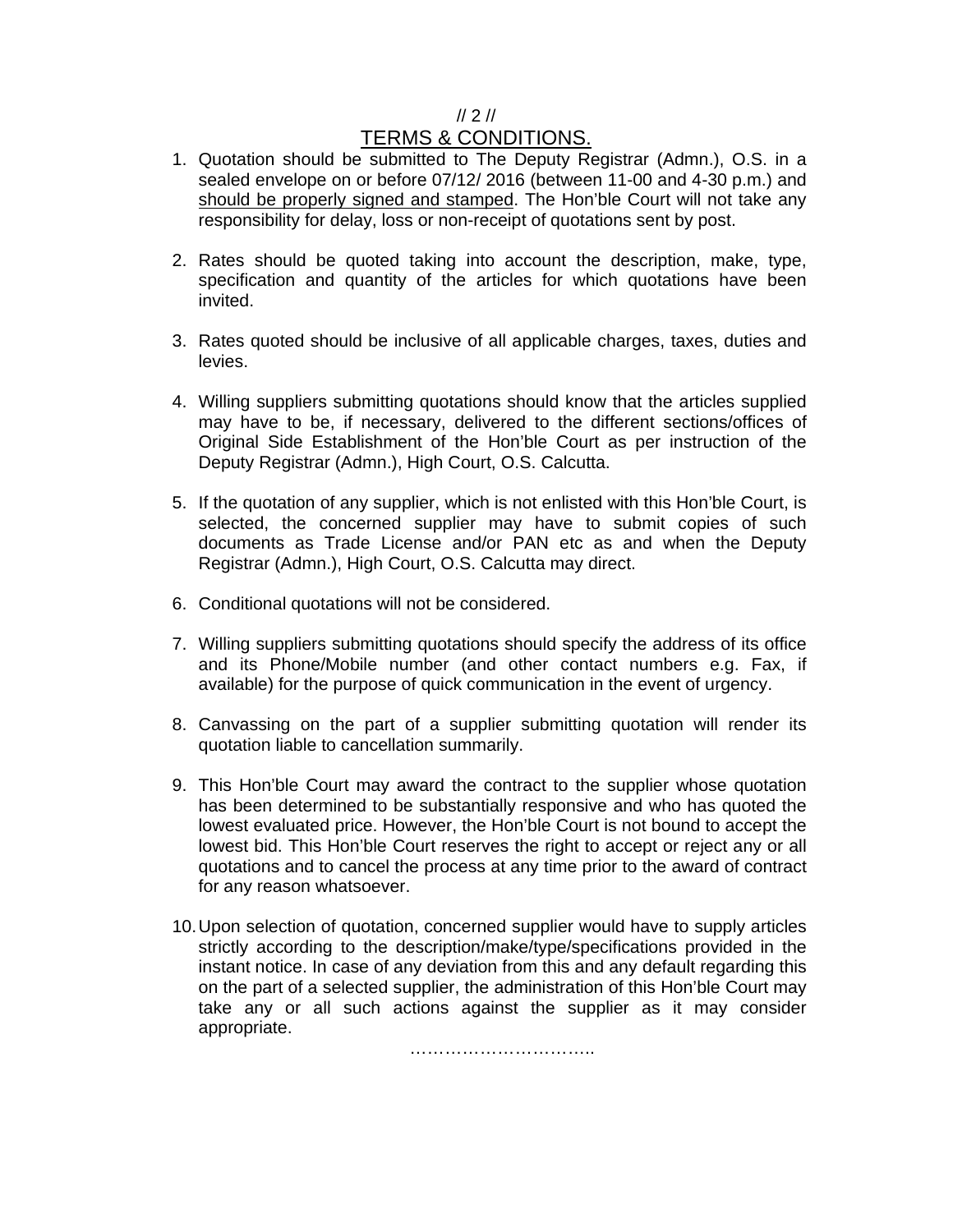## TERMS & CONDITIONS.

1. Quotation should be submitted to The Deputy Registrar (Admn.), O.S. in a sealed envelope on or before 07/12/ 2016 (between 11-00 and 4-30 p.m.) and should be properly signed and stamped. The Hon'ble Court will not take any responsibility for delay, loss or non-receipt of quotations sent by post.

2. Rates should be quoted taking into account the description, make, type, specification and quantity of the articles for which quotations have been invited.

3. Rates quoted should be inclusive of all applicable charges, taxes, duties and levies.

4. Willing suppliers submitting quotations should know that the articles supplied may have to be, if necessary, delivered to the different sections/offices of Original Side Establishment of the Hon'ble Court as per instruction of the Deputy Registrar (Admn.), High Court, O.S. Calcutta.

5. If the quotation of any supplier, which is not enlisted with this Hon'ble Court, is selected, the concerned supplier may have to submit copies of such documents as Trade License and/or PAN etc as and when the Deputy Registrar (Admn.), High Court, O.S. Calcutta may direct.

6. Conditional quotations will not be considered.

7. Willing suppliers submitting quotations should specify the address of its office and its Phone/Mobile number (and other contact numbers e.g. Fax, if available) for the purpose of quick communication in the event of urgency.

8. Canvassing on the part of a supplier submitting quotation will render its quotation liable to cancellation summarily.

9. This Hon'ble Court may award the contract to the supplier whose quotation has been determined to be substantially responsive and who has quoted the lowest evaluated price. However, the Hon'ble Court is not bound to accept the lowest bid. This Hon'ble Court reserves the right to accept or reject any or all quotations and to cancel the process at any time prior to the award of contract for any reason whatsoever.

10. Upon selection of quotation, concerned supplier would have to supply articles strictly according to the description/make/type/specifications provided in the instant notice. In case of any deviation from this and any default regarding this on the part of a selected supplier, the administration of this Hon'ble Court may take any or all such actions against the supplier as it may consider appropriate.

…………………………..